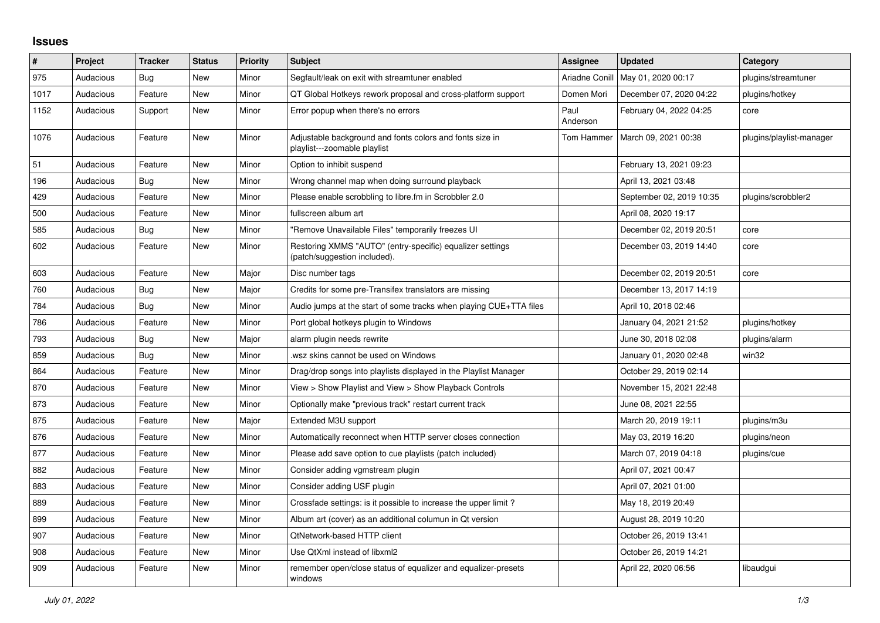# Issues

| # | Project | Tracker | Status | Priority | Subject | Assignee | Updated | Category |
|---|---|---|---|---|---|---|---|---|
| 975 | Audacious | Bug | New | Minor | Segfault/leak on exit with streamtuner enabled | Ariadne Conill | May 01, 2020 00:17 | plugins/streamtuner |
| 1017 | Audacious | Feature | New | Minor | QT Global Hotkeys rework proposal and cross-platform support | Domen Mori | December 07, 2020 04:22 | plugins/hotkey |
| 1152 | Audacious | Support | New | Minor | Error popup when there's no errors | Paul Anderson | February 04, 2022 04:25 | core |
| 1076 | Audacious | Feature | New | Minor | Adjustable background and fonts colors and fonts size in playlist---zoomable playlist | Tom Hammer | March 09, 2021 00:38 | plugins/playlist-manager |
| 51 | Audacious | Feature | New | Minor | Option to inhibit suspend | | February 13, 2021 09:23 | |
| 196 | Audacious | Bug | New | Minor | Wrong channel map when doing surround playback | | April 13, 2021 03:48 | |
| 429 | Audacious | Feature | New | Minor | Please enable scrobbling to libre.fm in Scrobbler 2.0 | | September 02, 2019 10:35 | plugins/scrobbler2 |
| 500 | Audacious | Feature | New | Minor | fullscreen album art | | April 08, 2020 19:17 | |
| 585 | Audacious | Bug | New | Minor | "Remove Unavailable Files" temporarily freezes UI | | December 02, 2019 20:51 | core |
| 602 | Audacious | Feature | New | Minor | Restoring XMMS "AUTO" (entry-specific) equalizer settings (patch/suggestion included). | | December 03, 2019 14:40 | core |
| 603 | Audacious | Feature | New | Major | Disc number tags | | December 02, 2019 20:51 | core |
| 760 | Audacious | Bug | New | Major | Credits for some pre-Transifex translators are missing | | December 13, 2017 14:19 | |
| 784 | Audacious | Bug | New | Minor | Audio jumps at the start of some tracks when playing CUE+TTA files | | April 10, 2018 02:46 | |
| 786 | Audacious | Feature | New | Minor | Port global hotkeys plugin to Windows | | January 04, 2021 21:52 | plugins/hotkey |
| 793 | Audacious | Bug | New | Major | alarm plugin needs rewrite | | June 30, 2018 02:08 | plugins/alarm |
| 859 | Audacious | Bug | New | Minor | .wsz skins cannot be used on Windows | | January 01, 2020 02:48 | win32 |
| 864 | Audacious | Feature | New | Minor | Drag/drop songs into playlists displayed in the Playlist Manager | | October 29, 2019 02:14 | |
| 870 | Audacious | Feature | New | Minor | View > Show Playlist and View > Show Playback Controls | | November 15, 2021 22:48 | |
| 873 | Audacious | Feature | New | Minor | Optionally make "previous track" restart current track | | June 08, 2021 22:55 | |
| 875 | Audacious | Feature | New | Major | Extended M3U support | | March 20, 2019 19:11 | plugins/m3u |
| 876 | Audacious | Feature | New | Minor | Automatically reconnect when HTTP server closes connection | | May 03, 2019 16:20 | plugins/neon |
| 877 | Audacious | Feature | New | Minor | Please add save option to cue playlists (patch included) | | March 07, 2019 04:18 | plugins/cue |
| 882 | Audacious | Feature | New | Minor | Consider adding vgmstream plugin | | April 07, 2021 00:47 | |
| 883 | Audacious | Feature | New | Minor | Consider adding USF plugin | | April 07, 2021 01:00 | |
| 889 | Audacious | Feature | New | Minor | Crossfade settings: is it possible to increase the upper limit ? | | May 18, 2019 20:49 | |
| 899 | Audacious | Feature | New | Minor | Album art (cover) as an additional columun in Qt version | | August 28, 2019 10:20 | |
| 907 | Audacious | Feature | New | Minor | QtNetwork-based HTTP client | | October 26, 2019 13:41 | |
| 908 | Audacious | Feature | New | Minor | Use QtXml instead of libxml2 | | October 26, 2019 14:21 | |
| 909 | Audacious | Feature | New | Minor | remember open/close status of equalizer and equalizer-presets windows | | April 22, 2020 06:56 | libaudgui |

*July 01, 2022*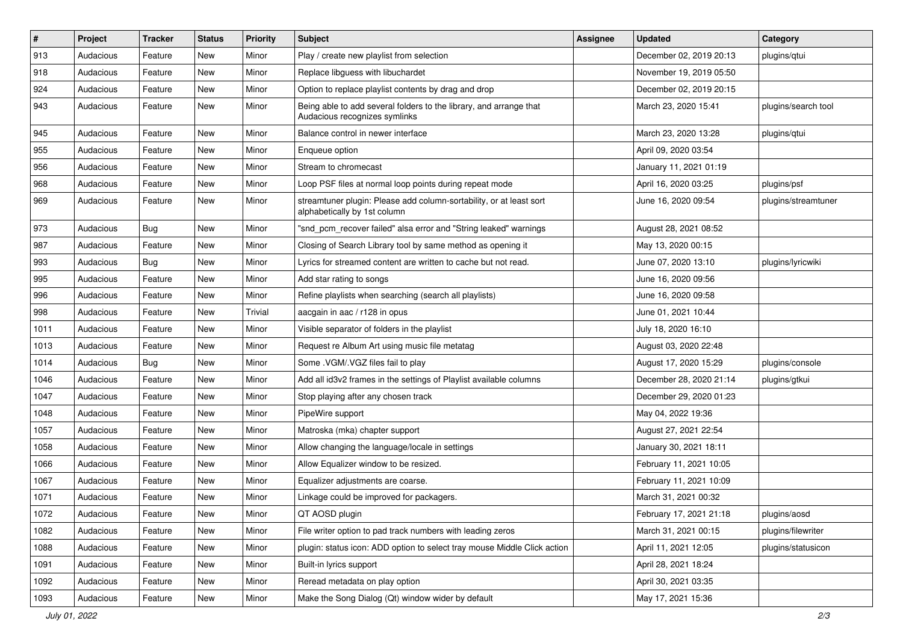| # | Project | Tracker | Status | Priority | Subject | Assignee | Updated | Category |
|---|---|---|---|---|---|---|---|---|
| 913 | Audacious | Feature | New | Minor | Play / create new playlist from selection | | December 02, 2019 20:13 | plugins/qtui |
| 918 | Audacious | Feature | New | Minor | Replace libguess with libuchardet | | November 19, 2019 05:50 | |
| 924 | Audacious | Feature | New | Minor | Option to replace playlist contents by drag and drop | | December 02, 2019 20:15 | |
| 943 | Audacious | Feature | New | Minor | Being able to add several folders to the library, and arrange that Audacious recognizes symlinks | | March 23, 2020 15:41 | plugins/search tool |
| 945 | Audacious | Feature | New | Minor | Balance control in newer interface | | March 23, 2020 13:28 | plugins/qtui |
| 955 | Audacious | Feature | New | Minor | Enqueue option | | April 09, 2020 03:54 | |
| 956 | Audacious | Feature | New | Minor | Stream to chromecast | | January 11, 2021 01:19 | |
| 968 | Audacious | Feature | New | Minor | Loop PSF files at normal loop points during repeat mode | | April 16, 2020 03:25 | plugins/psf |
| 969 | Audacious | Feature | New | Minor | streamtuner plugin: Please add column-sortability, or at least sort alphabetically by 1st column | | June 16, 2020 09:54 | plugins/streamtuner |
| 973 | Audacious | Bug | New | Minor | "snd_pcm_recover failed" alsa error and "String leaked" warnings | | August 28, 2021 08:52 | |
| 987 | Audacious | Feature | New | Minor | Closing of Search Library tool by same method as opening it | | May 13, 2020 00:15 | |
| 993 | Audacious | Bug | New | Minor | Lyrics for streamed content are written to cache but not read. | | June 07, 2020 13:10 | plugins/lyricwiki |
| 995 | Audacious | Feature | New | Minor | Add star rating to songs | | June 16, 2020 09:56 | |
| 996 | Audacious | Feature | New | Minor | Refine playlists when searching (search all playlists) | | June 16, 2020 09:58 | |
| 998 | Audacious | Feature | New | Trivial | aacgain in aac / r128 in opus | | June 01, 2021 10:44 | |
| 1011 | Audacious | Feature | New | Minor | Visible separator of folders in the playlist | | July 18, 2020 16:10 | |
| 1013 | Audacious | Feature | New | Minor | Request re Album Art using music file metatag | | August 03, 2020 22:48 | |
| 1014 | Audacious | Bug | New | Minor | Some .VGM/.VGZ files fail to play | | August 17, 2020 15:29 | plugins/console |
| 1046 | Audacious | Feature | New | Minor | Add all id3v2 frames in the settings of Playlist available columns | | December 28, 2020 21:14 | plugins/gtkui |
| 1047 | Audacious | Feature | New | Minor | Stop playing after any chosen track | | December 29, 2020 01:23 | |
| 1048 | Audacious | Feature | New | Minor | PipeWire support | | May 04, 2022 19:36 | |
| 1057 | Audacious | Feature | New | Minor | Matroska (mka) chapter support | | August 27, 2021 22:54 | |
| 1058 | Audacious | Feature | New | Minor | Allow changing the language/locale in settings | | January 30, 2021 18:11 | |
| 1066 | Audacious | Feature | New | Minor | Allow Equalizer window to be resized. | | February 11, 2021 10:05 | |
| 1067 | Audacious | Feature | New | Minor | Equalizer adjustments are coarse. | | February 11, 2021 10:09 | |
| 1071 | Audacious | Feature | New | Minor | Linkage could be improved for packagers. | | March 31, 2021 00:32 | |
| 1072 | Audacious | Feature | New | Minor | QT AOSD plugin | | February 17, 2021 21:18 | plugins/aosd |
| 1082 | Audacious | Feature | New | Minor | File writer option to pad track numbers with leading zeros | | March 31, 2021 00:15 | plugins/filewriter |
| 1088 | Audacious | Feature | New | Minor | plugin: status icon: ADD option to select tray mouse Middle Click action | | April 11, 2021 12:05 | plugins/statusicon |
| 1091 | Audacious | Feature | New | Minor | Built-in lyrics support | | April 28, 2021 18:24 | |
| 1092 | Audacious | Feature | New | Minor | Reread metadata on play option | | April 30, 2021 03:35 | |
| 1093 | Audacious | Feature | New | Minor | Make the Song Dialog (Qt) window wider by default | | May 17, 2021 15:36 | |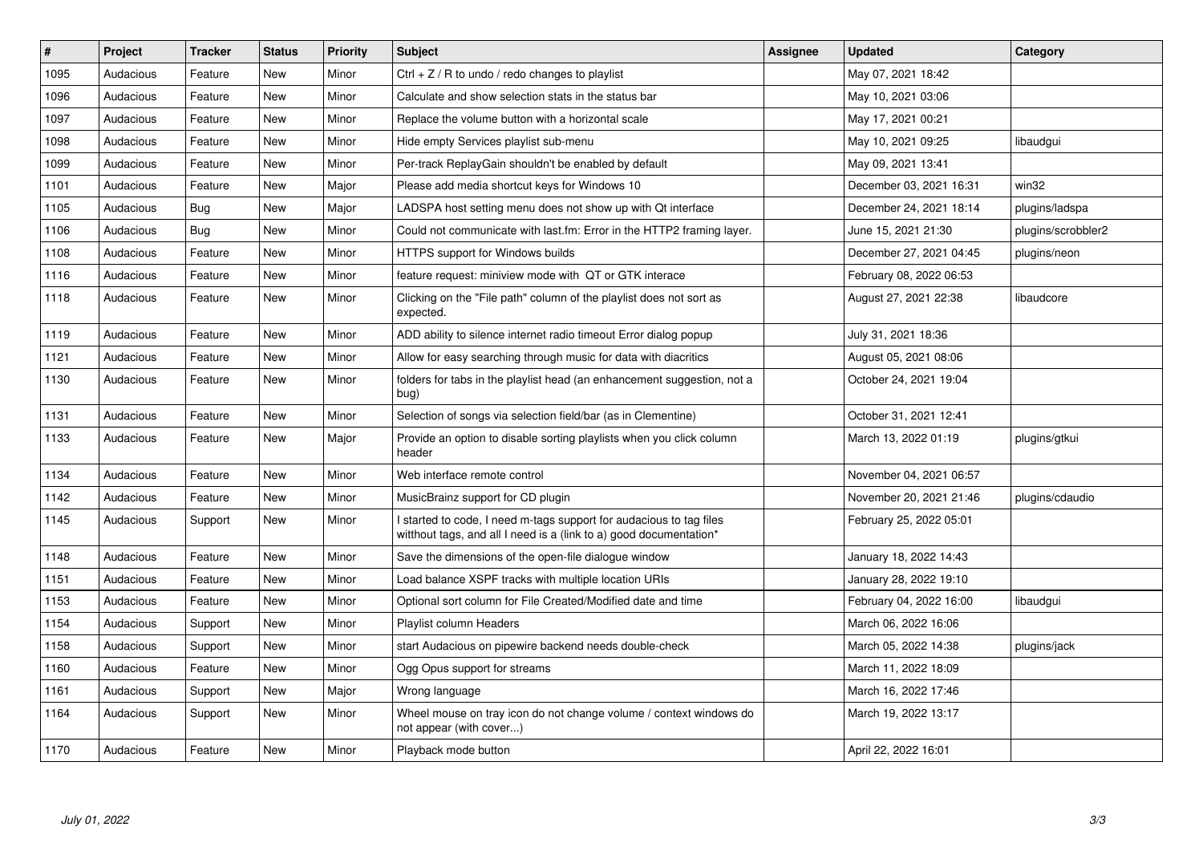| # | Project | Tracker | Status | Priority | Subject | Assignee | Updated | Category |
|---|---|---|---|---|---|---|---|---|
| 1095 | Audacious | Feature | New | Minor | Ctrl + Z / R to undo / redo changes to playlist | | May 07, 2021 18:42 | |
| 1096 | Audacious | Feature | New | Minor | Calculate and show selection stats in the status bar | | May 10, 2021 03:06 | |
| 1097 | Audacious | Feature | New | Minor | Replace the volume button with a horizontal scale | | May 17, 2021 00:21 | |
| 1098 | Audacious | Feature | New | Minor | Hide empty Services playlist sub-menu | | May 10, 2021 09:25 | libaudgui |
| 1099 | Audacious | Feature | New | Minor | Per-track ReplayGain shouldn't be enabled by default | | May 09, 2021 13:41 | |
| 1101 | Audacious | Feature | New | Major | Please add media shortcut keys for Windows 10 | | December 03, 2021 16:31 | win32 |
| 1105 | Audacious | Bug | New | Major | LADSPA host setting menu does not show up with Qt interface | | December 24, 2021 18:14 | plugins/ladspa |
| 1106 | Audacious | Bug | New | Minor | Could not communicate with last.fm: Error in the HTTP2 framing layer. | | June 15, 2021 21:30 | plugins/scrobbler2 |
| 1108 | Audacious | Feature | New | Minor | HTTPS support for Windows builds | | December 27, 2021 04:45 | plugins/neon |
| 1116 | Audacious | Feature | New | Minor | feature request: miniview mode with QT or GTK interace | | February 08, 2022 06:53 | |
| 1118 | Audacious | Feature | New | Minor | Clicking on the "File path" column of the playlist does not sort as expected. | | August 27, 2021 22:38 | libaudcore |
| 1119 | Audacious | Feature | New | Minor | ADD ability to silence internet radio timeout Error dialog popup | | July 31, 2021 18:36 | |
| 1121 | Audacious | Feature | New | Minor | Allow for easy searching through music for data with diacritics | | August 05, 2021 08:06 | |
| 1130 | Audacious | Feature | New | Minor | folders for tabs in the playlist head (an enhancement suggestion, not a bug) | | October 24, 2021 19:04 | |
| 1131 | Audacious | Feature | New | Minor | Selection of songs via selection field/bar (as in Clementine) | | October 31, 2021 12:41 | |
| 1133 | Audacious | Feature | New | Major | Provide an option to disable sorting playlists when you click column header | | March 13, 2022 01:19 | plugins/gtkui |
| 1134 | Audacious | Feature | New | Minor | Web interface remote control | | November 04, 2021 06:57 | |
| 1142 | Audacious | Feature | New | Minor | MusicBrainz support for CD plugin | | November 20, 2021 21:46 | plugins/cdaudio |
| 1145 | Audacious | Support | New | Minor | I started to code, I need m-tags support for audacious to tag files witthout tags, and all I need is a (link to a) good documentation* | | February 25, 2022 05:01 | |
| 1148 | Audacious | Feature | New | Minor | Save the dimensions of the open-file dialogue window | | January 18, 2022 14:43 | |
| 1151 | Audacious | Feature | New | Minor | Load balance XSPF tracks with multiple location URIs | | January 28, 2022 19:10 | |
| 1153 | Audacious | Feature | New | Minor | Optional sort column for File Created/Modified date and time | | February 04, 2022 16:00 | libaudgui |
| 1154 | Audacious | Support | New | Minor | Playlist column Headers | | March 06, 2022 16:06 | |
| 1158 | Audacious | Support | New | Minor | start Audacious on pipewire backend needs double-check | | March 05, 2022 14:38 | plugins/jack |
| 1160 | Audacious | Feature | New | Minor | Ogg Opus support for streams | | March 11, 2022 18:09 | |
| 1161 | Audacious | Support | New | Major | Wrong language | | March 16, 2022 17:46 | |
| 1164 | Audacious | Support | New | Minor | Wheel mouse on tray icon do not change volume / context windows do not appear (with cover...) | | March 19, 2022 13:17 | |
| 1170 | Audacious | Feature | New | Minor | Playback mode button | | April 22, 2022 16:01 | |